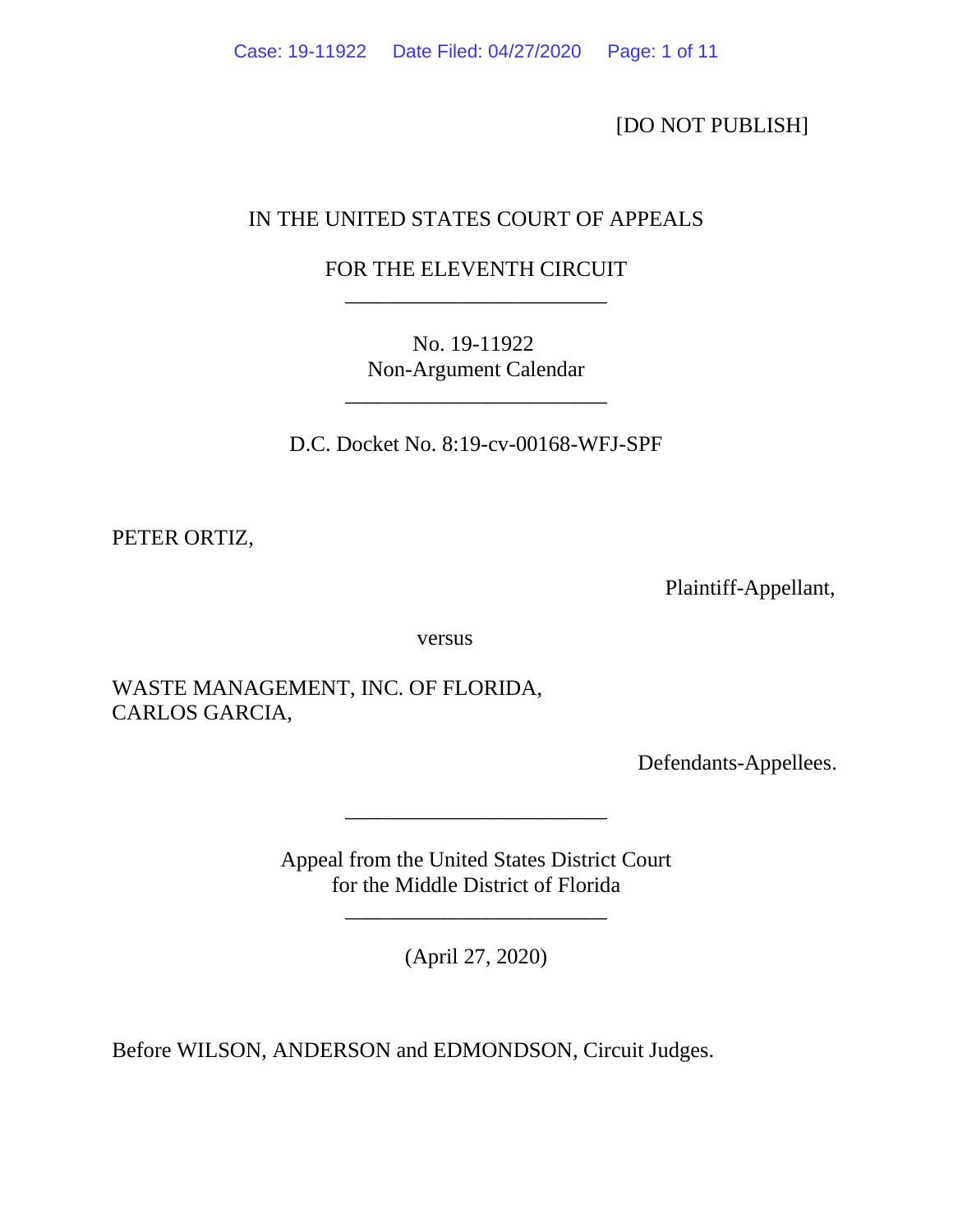[DO NOT PUBLISH]

IN THE UNITED STATES COURT OF APPEALS

FOR THE ELEVENTH CIRCUIT

________________________

No. 19-11922
Non-Argument Calendar

________________________

D.C. Docket No. 8:19-cv-00168-WFJ-SPF

PETER ORTIZ,

Plaintiff-Appellant,

versus

WASTE MANAGEMENT, INC. OF FLORIDA,
CARLOS GARCIA,

Defendants-Appellees.

________________________

Appeal from the United States District Court
for the Middle District of Florida

________________________

(April 27, 2020)

Before WILSON, ANDERSON and EDMONDSON, Circuit Judges.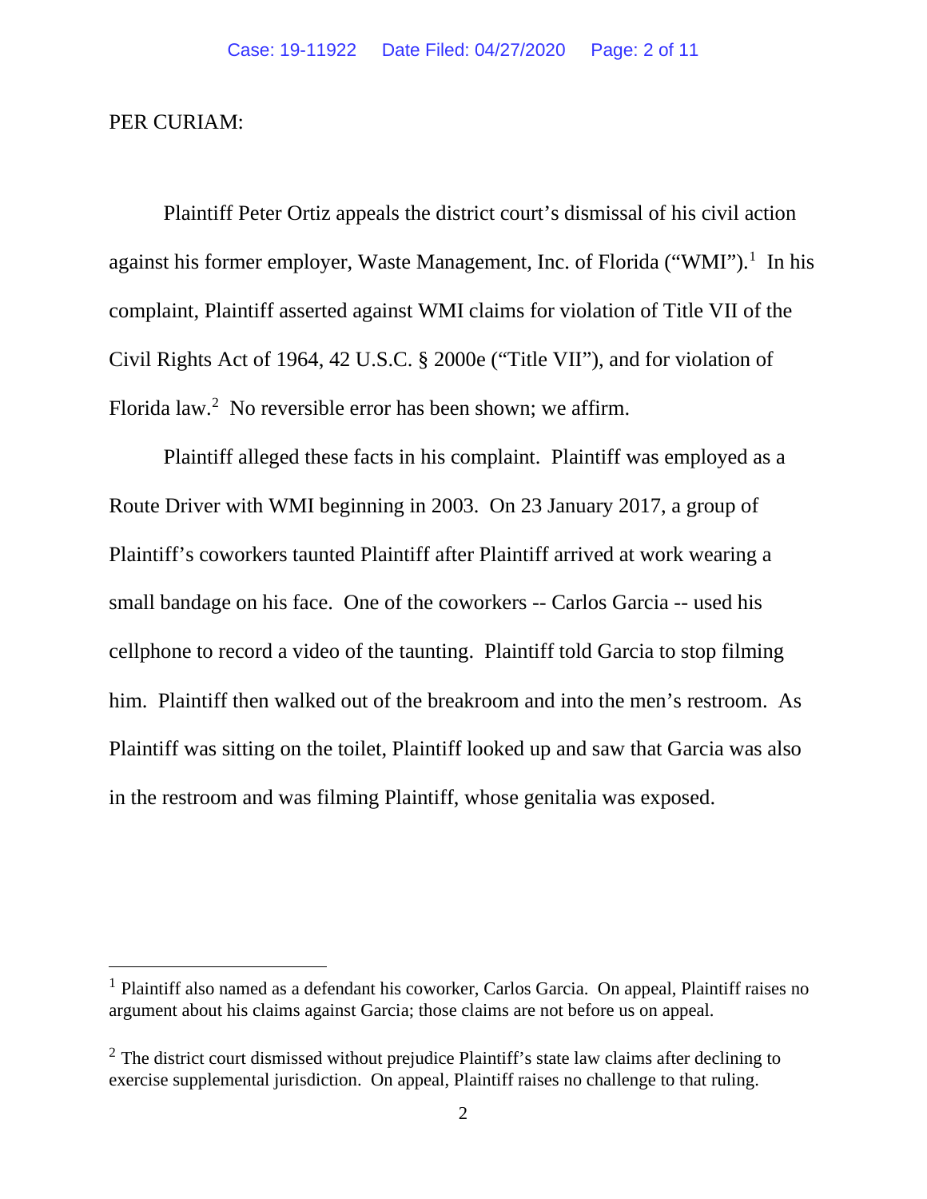PER CURIAM:

Plaintiff Peter Ortiz appeals the district court's dismissal of his civil action against his former employer, Waste Management, Inc. of Florida ("WMI").[1] In his complaint, Plaintiff asserted against WMI claims for violation of Title VII of the Civil Rights Act of 1964, 42 U.S.C. § 2000e ("Title VII"), and for violation of Florida law.[2] No reversible error has been shown; we affirm.

Plaintiff alleged these facts in his complaint. Plaintiff was employed as a Route Driver with WMI beginning in 2003. On 23 January 2017, a group of Plaintiff's coworkers taunted Plaintiff after Plaintiff arrived at work wearing a small bandage on his face. One of the coworkers -- Carlos Garcia -- used his cellphone to record a video of the taunting. Plaintiff told Garcia to stop filming him. Plaintiff then walked out of the breakroom and into the men's restroom. As Plaintiff was sitting on the toilet, Plaintiff looked up and saw that Garcia was also in the restroom and was filming Plaintiff, whose genitalia was exposed.

---

[1] Plaintiff also named as a defendant his coworker, Carlos Garcia. On appeal, Plaintiff raises no argument about his claims against Garcia; those claims are not before us on appeal.

[2] The district court dismissed without prejudice Plaintiff's state law claims after declining to exercise supplemental jurisdiction. On appeal, Plaintiff raises no challenge to that ruling.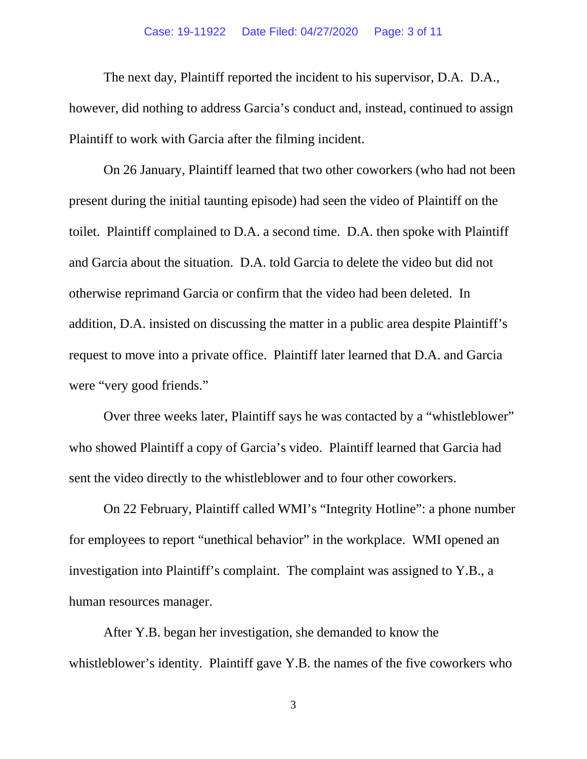The next day, Plaintiff reported the incident to his supervisor, D.A. D.A., however, did nothing to address Garcia's conduct and, instead, continued to assign Plaintiff to work with Garcia after the filming incident.

On 26 January, Plaintiff learned that two other coworkers (who had not been present during the initial taunting episode) had seen the video of Plaintiff on the toilet. Plaintiff complained to D.A. a second time. D.A. then spoke with Plaintiff and Garcia about the situation. D.A. told Garcia to delete the video but did not otherwise reprimand Garcia or confirm that the video had been deleted. In addition, D.A. insisted on discussing the matter in a public area despite Plaintiff's request to move into a private office. Plaintiff later learned that D.A. and Garcia were "very good friends."

Over three weeks later, Plaintiff says he was contacted by a "whistleblower" who showed Plaintiff a copy of Garcia's video. Plaintiff learned that Garcia had sent the video directly to the whistleblower and to four other coworkers.

On 22 February, Plaintiff called WMI's "Integrity Hotline": a phone number for employees to report "unethical behavior" in the workplace. WMI opened an investigation into Plaintiff's complaint. The complaint was assigned to Y.B., a human resources manager.

After Y.B. began her investigation, she demanded to know the whistleblower's identity. Plaintiff gave Y.B. the names of the five coworkers who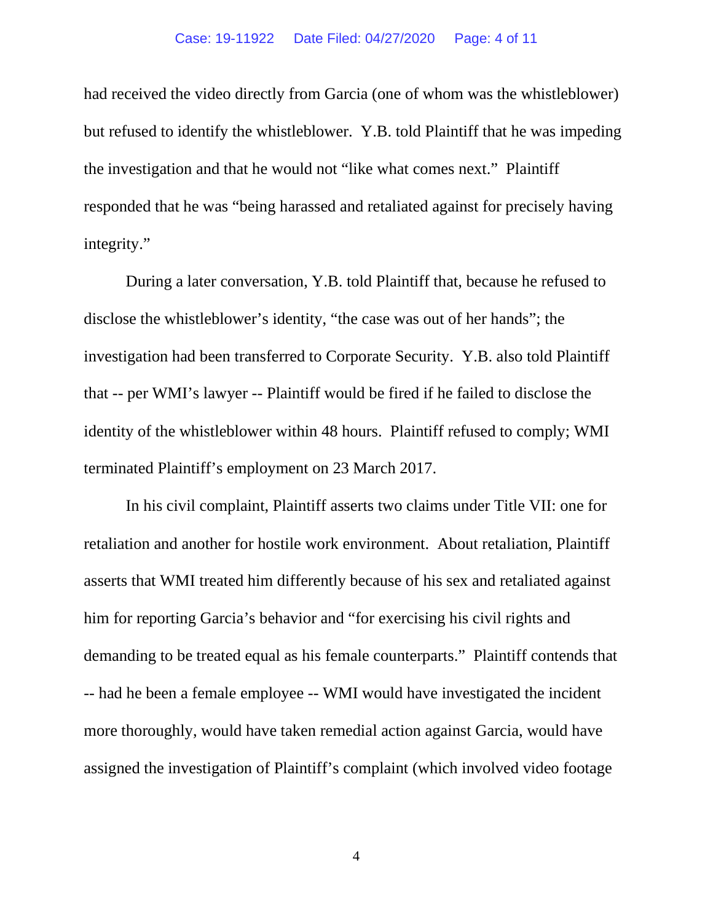had received the video directly from Garcia (one of whom was the whistleblower) but refused to identify the whistleblower. Y.B. told Plaintiff that he was impeding the investigation and that he would not "like what comes next." Plaintiff responded that he was "being harassed and retaliated against for precisely having integrity."

During a later conversation, Y.B. told Plaintiff that, because he refused to disclose the whistleblower's identity, "the case was out of her hands"; the investigation had been transferred to Corporate Security. Y.B. also told Plaintiff that -- per WMI's lawyer -- Plaintiff would be fired if he failed to disclose the identity of the whistleblower within 48 hours. Plaintiff refused to comply; WMI terminated Plaintiff's employment on 23 March 2017.

In his civil complaint, Plaintiff asserts two claims under Title VII: one for retaliation and another for hostile work environment. About retaliation, Plaintiff asserts that WMI treated him differently because of his sex and retaliated against him for reporting Garcia's behavior and "for exercising his civil rights and demanding to be treated equal as his female counterparts." Plaintiff contends that -- had he been a female employee -- WMI would have investigated the incident more thoroughly, would have taken remedial action against Garcia, would have assigned the investigation of Plaintiff's complaint (which involved video footage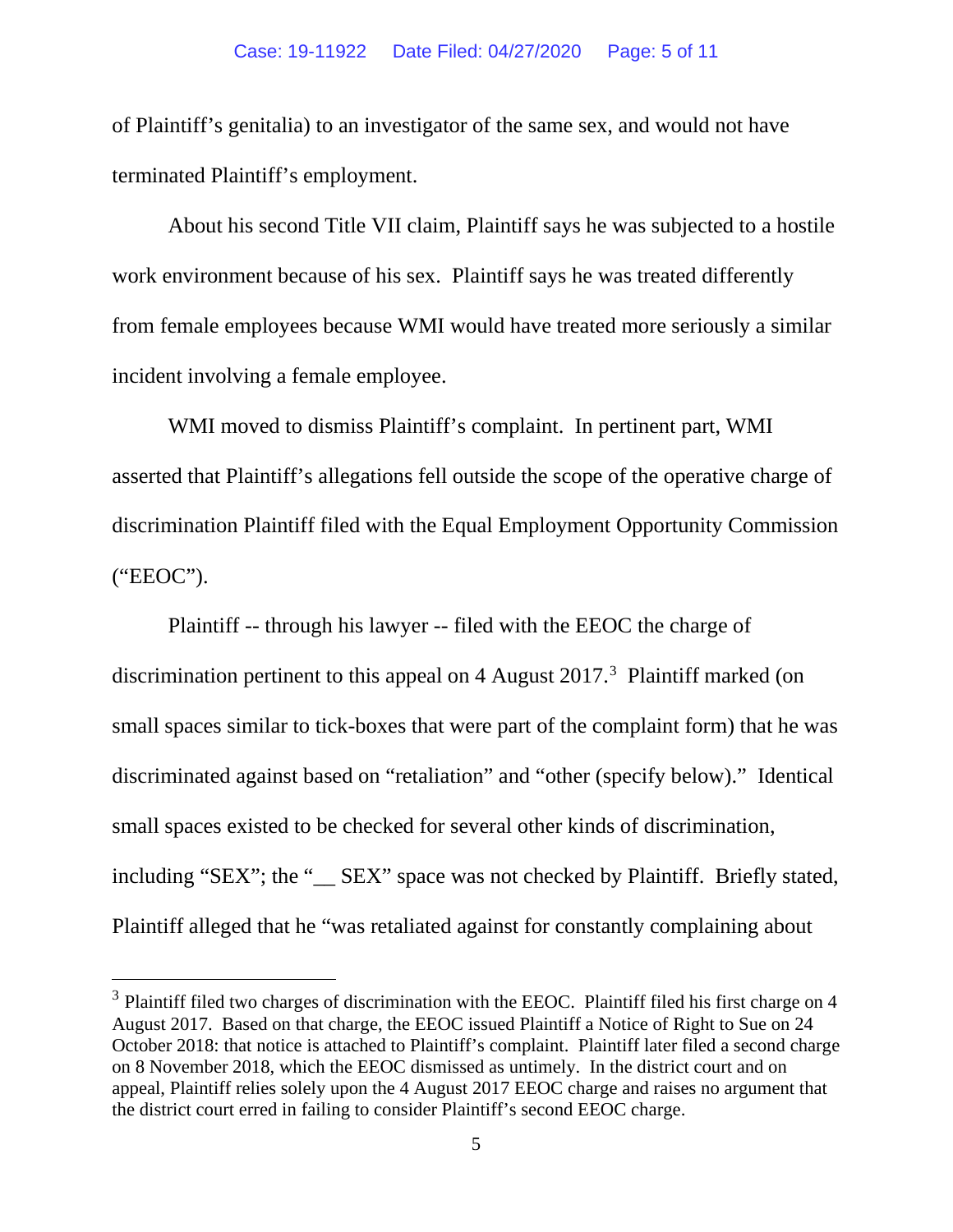of Plaintiff's genitalia) to an investigator of the same sex, and would not have terminated Plaintiff's employment.

About his second Title VII claim, Plaintiff says he was subjected to a hostile work environment because of his sex. Plaintiff says he was treated differently from female employees because WMI would have treated more seriously a similar incident involving a female employee.

WMI moved to dismiss Plaintiff's complaint. In pertinent part, WMI asserted that Plaintiff's allegations fell outside the scope of the operative charge of discrimination Plaintiff filed with the Equal Employment Opportunity Commission ("EEOC").

Plaintiff -- through his lawyer -- filed with the EEOC the charge of discrimination pertinent to this appeal on 4 August 2017.[3] Plaintiff marked (on small spaces similar to tick-boxes that were part of the complaint form) that he was discriminated against based on "retaliation" and "other (specify below)." Identical small spaces existed to be checked for several other kinds of discrimination, including "SEX"; the "__ SEX" space was not checked by Plaintiff. Briefly stated, Plaintiff alleged that he "was retaliated against for constantly complaining about

[3] Plaintiff filed two charges of discrimination with the EEOC. Plaintiff filed his first charge on 4 August 2017. Based on that charge, the EEOC issued Plaintiff a Notice of Right to Sue on 24 October 2018: that notice is attached to Plaintiff's complaint. Plaintiff later filed a second charge on 8 November 2018, which the EEOC dismissed as untimely. In the district court and on appeal, Plaintiff relies solely upon the 4 August 2017 EEOC charge and raises no argument that the district court erred in failing to consider Plaintiff's second EEOC charge.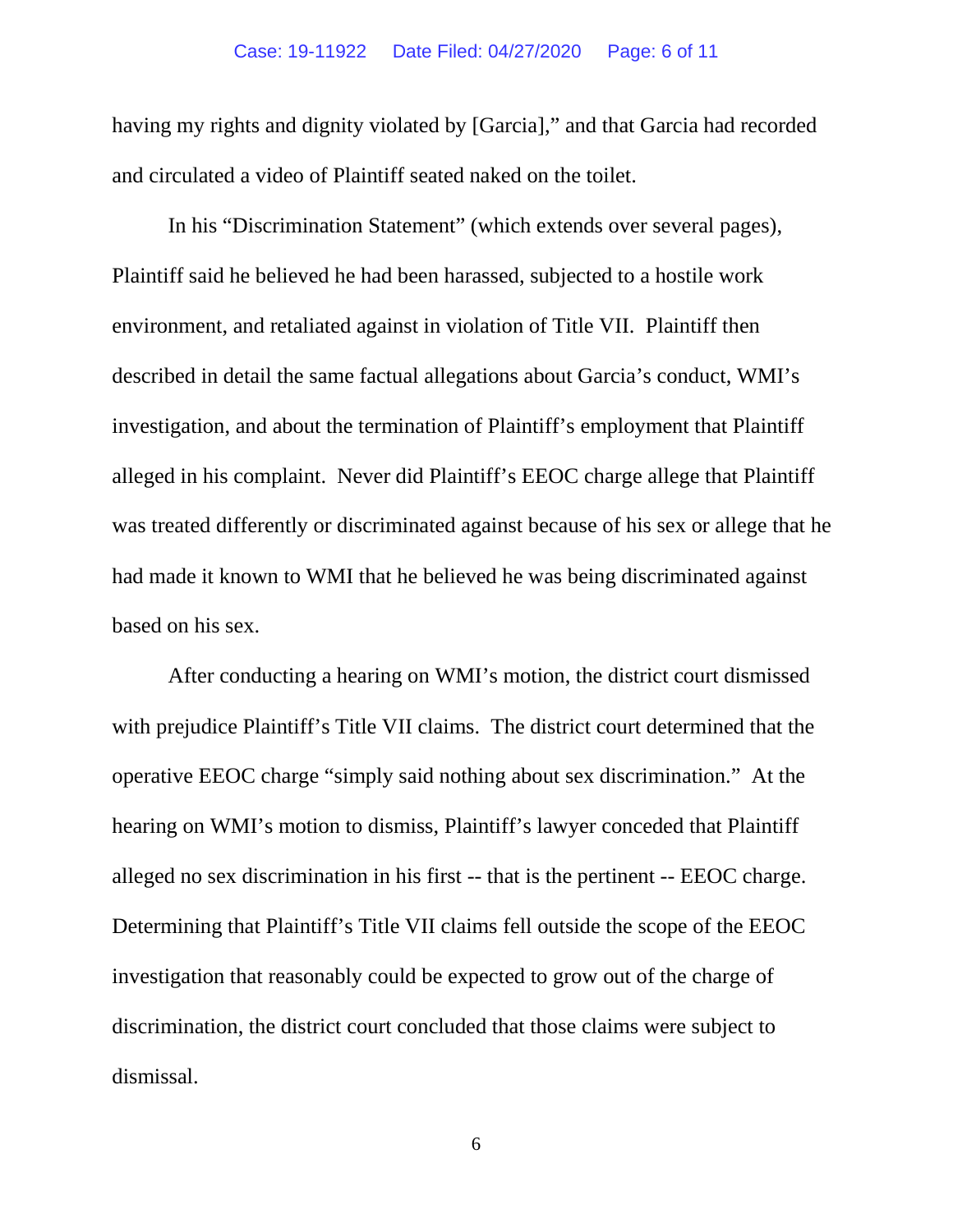having my rights and dignity violated by [Garcia]," and that Garcia had recorded and circulated a video of Plaintiff seated naked on the toilet.

In his "Discrimination Statement" (which extends over several pages), Plaintiff said he believed he had been harassed, subjected to a hostile work environment, and retaliated against in violation of Title VII. Plaintiff then described in detail the same factual allegations about Garcia's conduct, WMI's investigation, and about the termination of Plaintiff's employment that Plaintiff alleged in his complaint. Never did Plaintiff's EEOC charge allege that Plaintiff was treated differently or discriminated against because of his sex or allege that he had made it known to WMI that he believed he was being discriminated against based on his sex.

After conducting a hearing on WMI's motion, the district court dismissed with prejudice Plaintiff's Title VII claims. The district court determined that the operative EEOC charge "simply said nothing about sex discrimination." At the hearing on WMI's motion to dismiss, Plaintiff's lawyer conceded that Plaintiff alleged no sex discrimination in his first -- that is the pertinent -- EEOC charge. Determining that Plaintiff's Title VII claims fell outside the scope of the EEOC investigation that reasonably could be expected to grow out of the charge of discrimination, the district court concluded that those claims were subject to dismissal.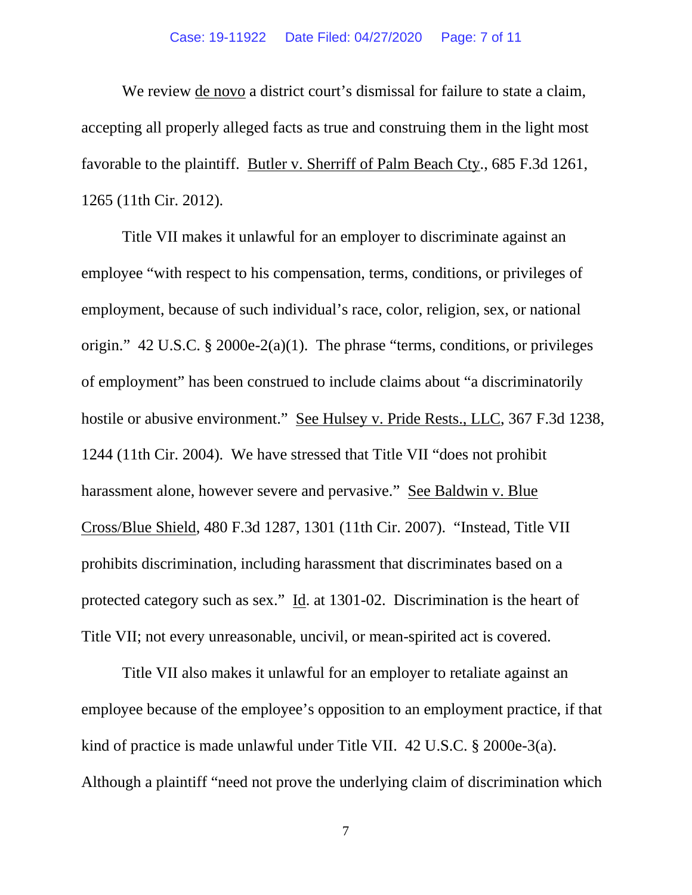We review de novo a district court's dismissal for failure to state a claim, accepting all properly alleged facts as true and construing them in the light most favorable to the plaintiff. Butler v. Sherriff of Palm Beach Cty., 685 F.3d 1261, 1265 (11th Cir. 2012).

Title VII makes it unlawful for an employer to discriminate against an employee "with respect to his compensation, terms, conditions, or privileges of employment, because of such individual's race, color, religion, sex, or national origin." 42 U.S.C. § 2000e-2(a)(1). The phrase "terms, conditions, or privileges of employment" has been construed to include claims about "a discriminatorily hostile or abusive environment." See Hulsey v. Pride Rests., LLC, 367 F.3d 1238, 1244 (11th Cir. 2004). We have stressed that Title VII "does not prohibit harassment alone, however severe and pervasive." See Baldwin v. Blue Cross/Blue Shield, 480 F.3d 1287, 1301 (11th Cir. 2007). "Instead, Title VII prohibits discrimination, including harassment that discriminates based on a protected category such as sex." Id. at 1301-02. Discrimination is the heart of Title VII; not every unreasonable, uncivil, or mean-spirited act is covered.

Title VII also makes it unlawful for an employer to retaliate against an employee because of the employee's opposition to an employment practice, if that kind of practice is made unlawful under Title VII. 42 U.S.C. § 2000e-3(a). Although a plaintiff "need not prove the underlying claim of discrimination which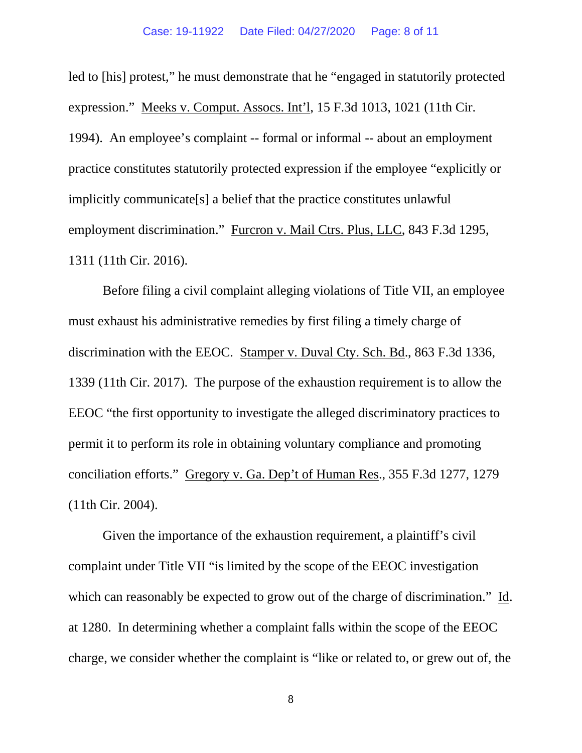led to [his] protest," he must demonstrate that he "engaged in statutorily protected expression." Meeks v. Comput. Assocs. Int'l, 15 F.3d 1013, 1021 (11th Cir. 1994). An employee's complaint -- formal or informal -- about an employment practice constitutes statutorily protected expression if the employee "explicitly or implicitly communicate[s] a belief that the practice constitutes unlawful employment discrimination." Furcron v. Mail Ctrs. Plus, LLC, 843 F.3d 1295, 1311 (11th Cir. 2016).

Before filing a civil complaint alleging violations of Title VII, an employee must exhaust his administrative remedies by first filing a timely charge of discrimination with the EEOC. Stamper v. Duval Cty. Sch. Bd., 863 F.3d 1336, 1339 (11th Cir. 2017). The purpose of the exhaustion requirement is to allow the EEOC "the first opportunity to investigate the alleged discriminatory practices to permit it to perform its role in obtaining voluntary compliance and promoting conciliation efforts." Gregory v. Ga. Dep't of Human Res., 355 F.3d 1277, 1279 (11th Cir. 2004).

Given the importance of the exhaustion requirement, a plaintiff's civil complaint under Title VII "is limited by the scope of the EEOC investigation which can reasonably be expected to grow out of the charge of discrimination." Id. at 1280. In determining whether a complaint falls within the scope of the EEOC charge, we consider whether the complaint is "like or related to, or grew out of, the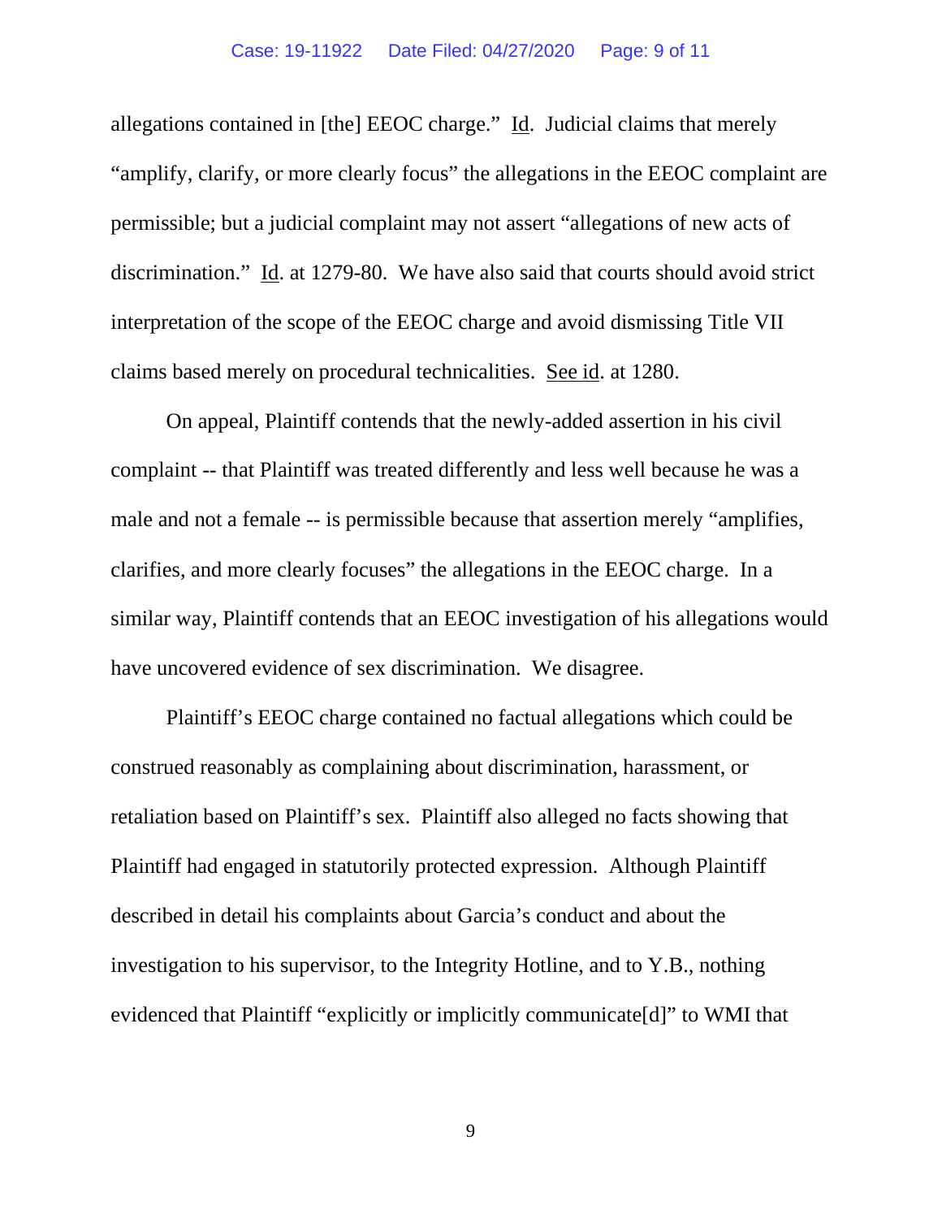allegations contained in [the] EEOC charge." Id. Judicial claims that merely "amplify, clarify, or more clearly focus" the allegations in the EEOC complaint are permissible; but a judicial complaint may not assert "allegations of new acts of discrimination." Id. at 1279-80. We have also said that courts should avoid strict interpretation of the scope of the EEOC charge and avoid dismissing Title VII claims based merely on procedural technicalities. See id. at 1280.

On appeal, Plaintiff contends that the newly-added assertion in his civil complaint -- that Plaintiff was treated differently and less well because he was a male and not a female -- is permissible because that assertion merely "amplifies, clarifies, and more clearly focuses" the allegations in the EEOC charge. In a similar way, Plaintiff contends that an EEOC investigation of his allegations would have uncovered evidence of sex discrimination. We disagree.

Plaintiff's EEOC charge contained no factual allegations which could be construed reasonably as complaining about discrimination, harassment, or retaliation based on Plaintiff's sex. Plaintiff also alleged no facts showing that Plaintiff had engaged in statutorily protected expression. Although Plaintiff described in detail his complaints about Garcia's conduct and about the investigation to his supervisor, to the Integrity Hotline, and to Y.B., nothing evidenced that Plaintiff "explicitly or implicitly communicate[d]" to WMI that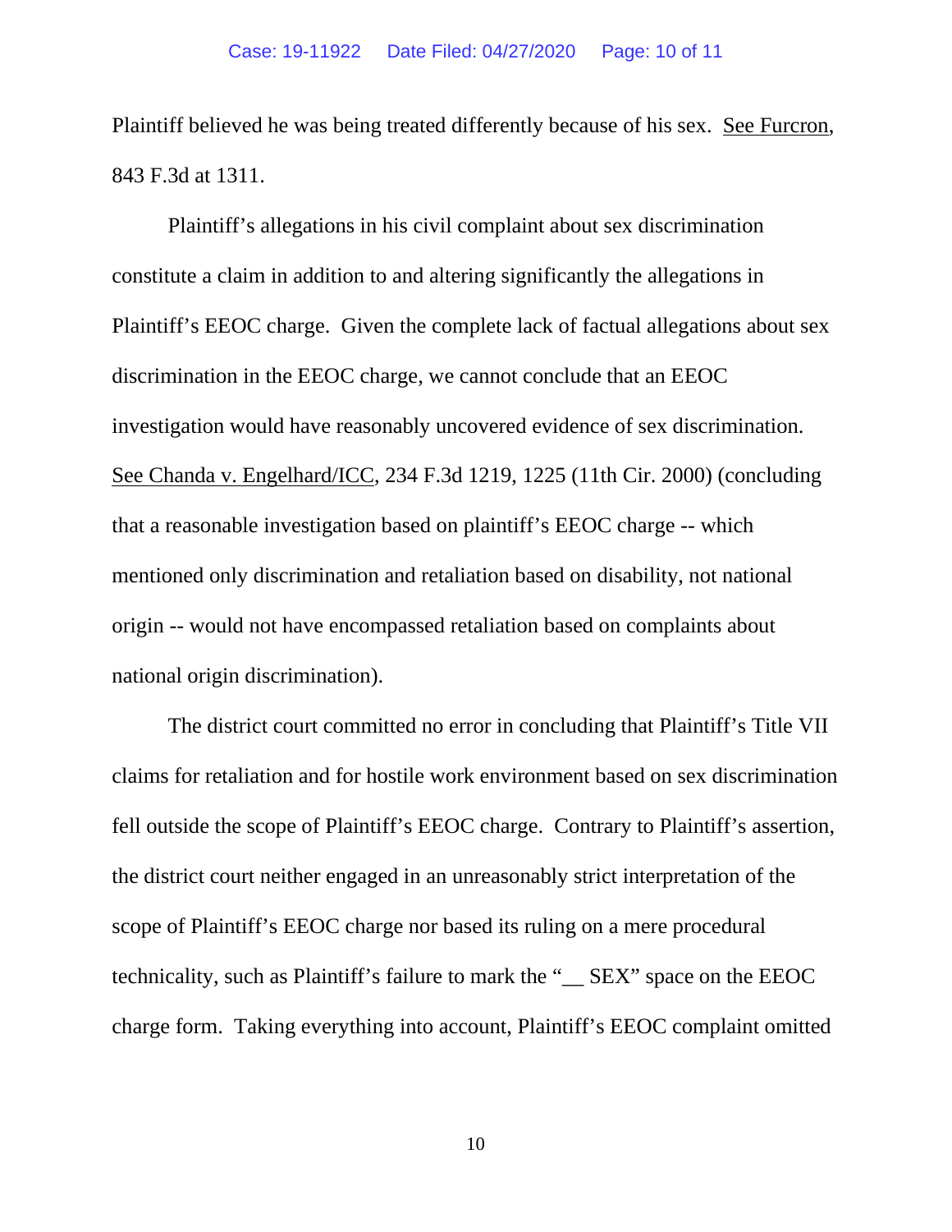Plaintiff believed he was being treated differently because of his sex. See Furcron, 843 F.3d at 1311.

Plaintiff's allegations in his civil complaint about sex discrimination constitute a claim in addition to and altering significantly the allegations in Plaintiff's EEOC charge. Given the complete lack of factual allegations about sex discrimination in the EEOC charge, we cannot conclude that an EEOC investigation would have reasonably uncovered evidence of sex discrimination. See Chanda v. Engelhard/ICC, 234 F.3d 1219, 1225 (11th Cir. 2000) (concluding that a reasonable investigation based on plaintiff's EEOC charge -- which mentioned only discrimination and retaliation based on disability, not national origin -- would not have encompassed retaliation based on complaints about national origin discrimination).

The district court committed no error in concluding that Plaintiff's Title VII claims for retaliation and for hostile work environment based on sex discrimination fell outside the scope of Plaintiff's EEOC charge. Contrary to Plaintiff's assertion, the district court neither engaged in an unreasonably strict interpretation of the scope of Plaintiff's EEOC charge nor based its ruling on a mere procedural technicality, such as Plaintiff's failure to mark the "__ SEX" space on the EEOC charge form. Taking everything into account, Plaintiff's EEOC complaint omitted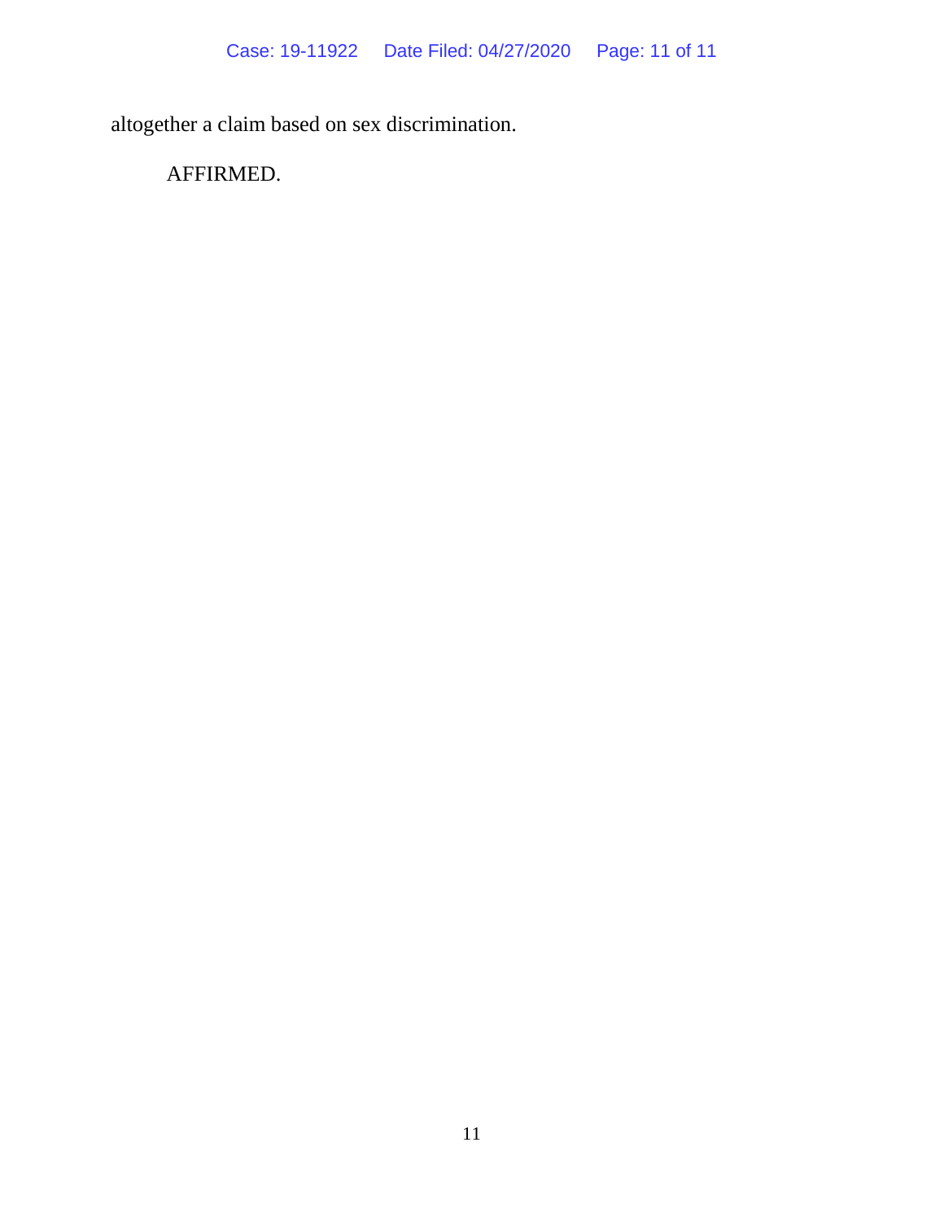altogether a claim based on sex discrimination.

AFFIRMED.